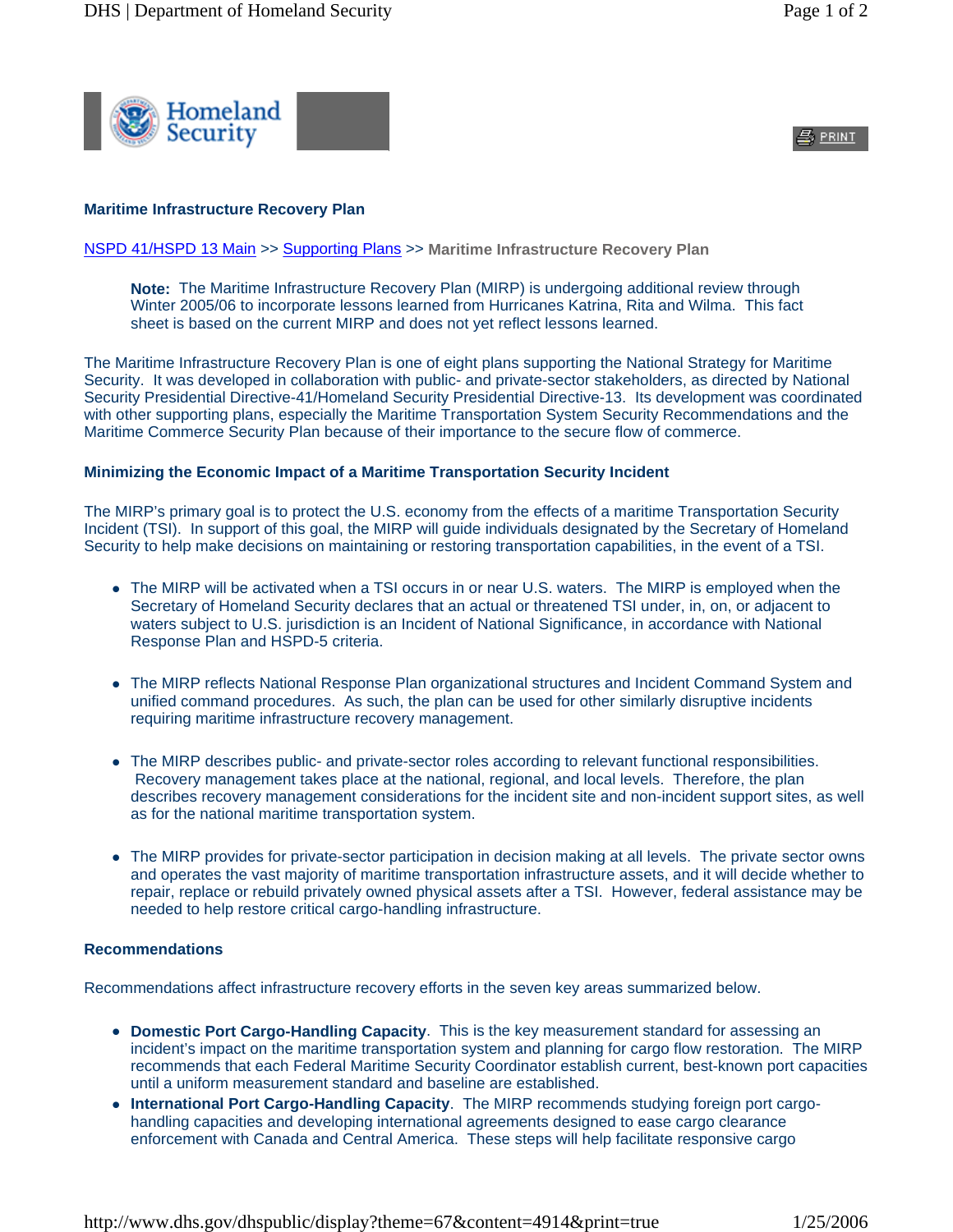**Maritime Infrastructure Recovery Plan**

NSPD 41/HSPD 13 Main >> Supporting Plans >> **Maritime Infrastructure Recovery Plan**

> **Note:** The Maritime Infrastructure Recovery Plan (MIRP) is undergoing additional review through Winter 2005/06 to incorporate lessons learned from Hurricanes Katrina, Rita and Wilma. This fact sheet is based on the current MIRP and does not yet reflect lessons learned.

The Maritime Infrastructure Recovery Plan is one of eight plans supporting the National Strategy for Maritime Security. It was developed in collaboration with public- and private-sector stakeholders, as directed by National Security Presidential Directive-41/Homeland Security Presidential Directive-13. Its development was coordinated with other supporting plans, especially the Maritime Transportation System Security Recommendations and the Maritime Commerce Security Plan because of their importance to the secure flow of commerce.

**Minimizing the Economic Impact of a Maritime Transportation Security Incident**

The MIRP's primary goal is to protect the U.S. economy from the effects of a maritime Transportation Security Incident (TSI). In support of this goal, the MIRP will guide individuals designated by the Secretary of Homeland Security to help make decisions on maintaining or restoring transportation capabilities, in the event of a TSI.

- The MIRP will be activated when a TSI occurs in or near U.S. waters. The MIRP is employed when the Secretary of Homeland Security declares that an actual or threatened TSI under, in, on, or adjacent to waters subject to U.S. jurisdiction is an Incident of National Significance, in accordance with National Response Plan and HSPD-5 criteria.

- The MIRP reflects National Response Plan organizational structures and Incident Command System and unified command procedures. As such, the plan can be used for other similarly disruptive incidents requiring maritime infrastructure recovery management.

- The MIRP describes public- and private-sector roles according to relevant functional responsibilities. Recovery management takes place at the national, regional, and local levels. Therefore, the plan describes recovery management considerations for the incident site and non-incident support sites, as well as for the national maritime transportation system.

- The MIRP provides for private-sector participation in decision making at all levels. The private sector owns and operates the vast majority of maritime transportation infrastructure assets, and it will decide whether to repair, replace or rebuild privately owned physical assets after a TSI. However, federal assistance may be needed to help restore critical cargo-handling infrastructure.

**Recommendations**

Recommendations affect infrastructure recovery efforts in the seven key areas summarized below.

- **Domestic Port Cargo-Handling Capacity**. This is the key measurement standard for assessing an incident's impact on the maritime transportation system and planning for cargo flow restoration. The MIRP recommends that each Federal Maritime Security Coordinator establish current, best-known port capacities until a uniform measurement standard and baseline are established.
- **International Port Cargo-Handling Capacity**. The MIRP recommends studying foreign port cargo-handling capacities and developing international agreements designed to ease cargo clearance enforcement with Canada and Central America. These steps will help facilitate responsive cargo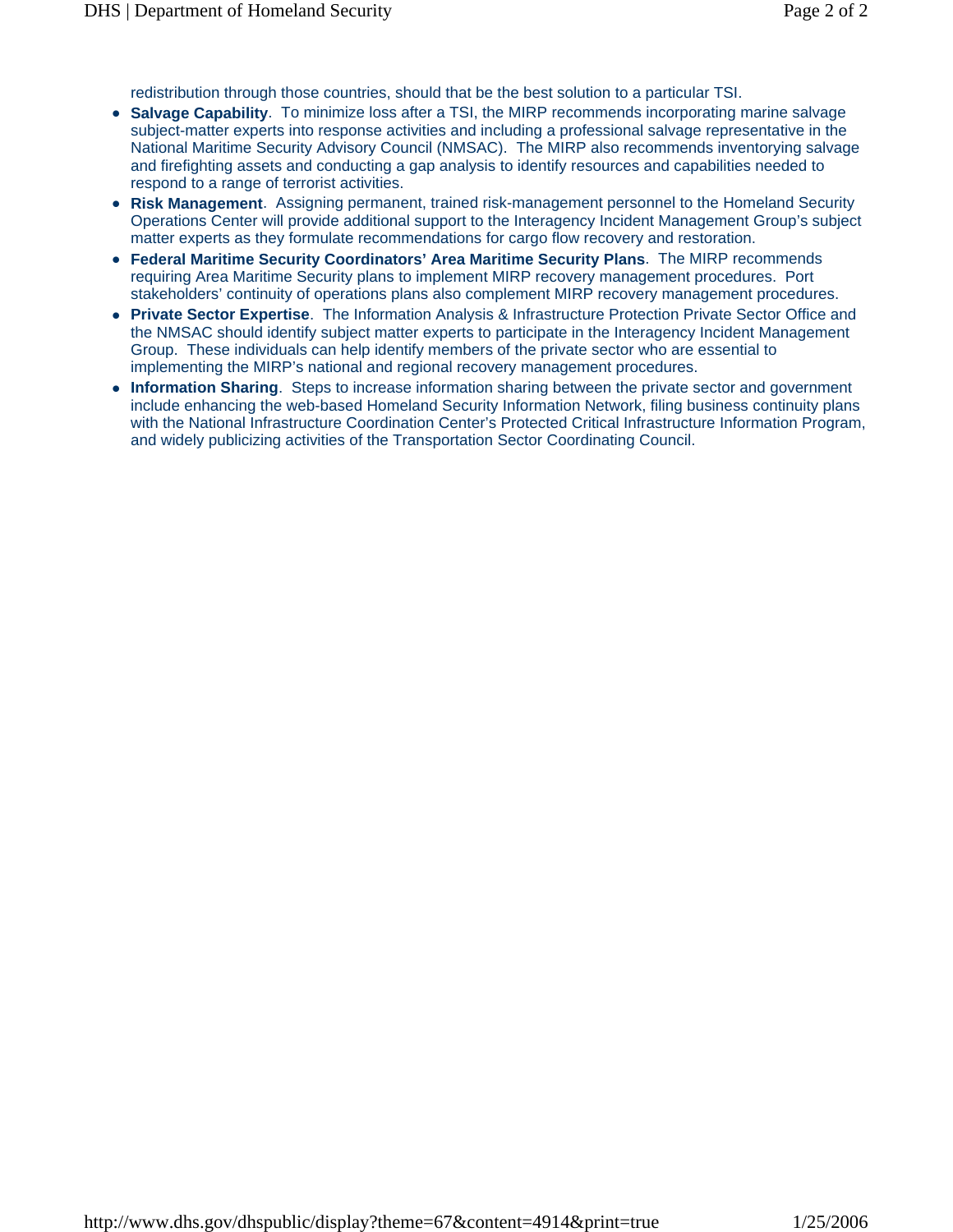redistribution through those countries, should that be the best solution to a particular TSI.

- **Salvage Capability**. To minimize loss after a TSI, the MIRP recommends incorporating marine salvage subject-matter experts into response activities and including a professional salvage representative in the National Maritime Security Advisory Council (NMSAC). The MIRP also recommends inventorying salvage and firefighting assets and conducting a gap analysis to identify resources and capabilities needed to respond to a range of terrorist activities.
- **Risk Management**. Assigning permanent, trained risk-management personnel to the Homeland Security Operations Center will provide additional support to the Interagency Incident Management Group's subject matter experts as they formulate recommendations for cargo flow recovery and restoration.
- **Federal Maritime Security Coordinators' Area Maritime Security Plans**. The MIRP recommends requiring Area Maritime Security plans to implement MIRP recovery management procedures. Port stakeholders' continuity of operations plans also complement MIRP recovery management procedures.
- **Private Sector Expertise**. The Information Analysis & Infrastructure Protection Private Sector Office and the NMSAC should identify subject matter experts to participate in the Interagency Incident Management Group. These individuals can help identify members of the private sector who are essential to implementing the MIRP's national and regional recovery management procedures.
- **Information Sharing**. Steps to increase information sharing between the private sector and government include enhancing the web-based Homeland Security Information Network, filing business continuity plans with the National Infrastructure Coordination Center's Protected Critical Infrastructure Information Program, and widely publicizing activities of the Transportation Sector Coordinating Council.